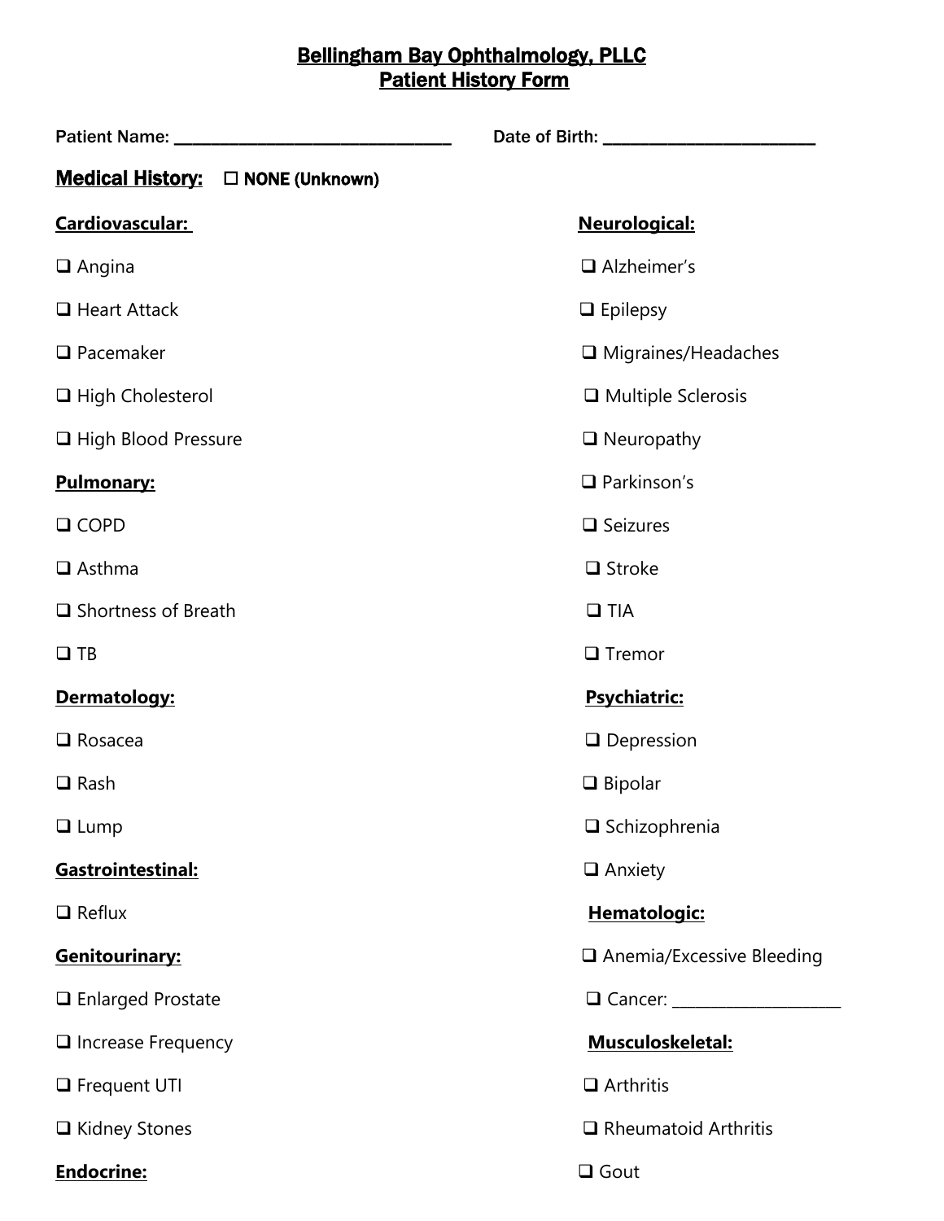# Bellingham Bay Ophthalmology, PLLC
## Patient History Form

Patient Name: ________________________________ Date of Birth: ________________________

## Medical History: ☐ NONE (Unknown)

**Cardiovascular:**

- ☐ Angina
- ☐ Heart Attack
- ☐ Pacemaker
- ☐ High Cholesterol
- ☐ High Blood Pressure

**Pulmonary:**

- ☐ COPD
- ☐ Asthma
- ☐ Shortness of Breath
- ☐ TB

**Dermatology:**

- ☐ Rosacea
- ☐ Rash
- ☐ Lump

**Gastrointestinal:**

- ☐ Reflux

**Genitourinary:**

- ☐ Enlarged Prostate
- ☐ Increase Frequency
- ☐ Frequent UTI
- ☐ Kidney Stones

**Endocrine:**

**Neurological:**

- ☐ Alzheimer's
- ☐ Epilepsy
- ☐ Migraines/Headaches
- ☐ Multiple Sclerosis
- ☐ Neuropathy
- ☐ Parkinson's
- ☐ Seizures
- ☐ Stroke
- ☐ TIA
- ☐ Tremor

**Psychiatric:**

- ☐ Depression
- ☐ Bipolar
- ☐ Schizophrenia
- ☐ Anxiety

**Hematologic:**

- ☐ Anemia/Excessive Bleeding
- ☐ Cancer: ____________________

**Musculoskeletal:**

- ☐ Arthritis
- ☐ Rheumatoid Arthritis
- ☐ Gout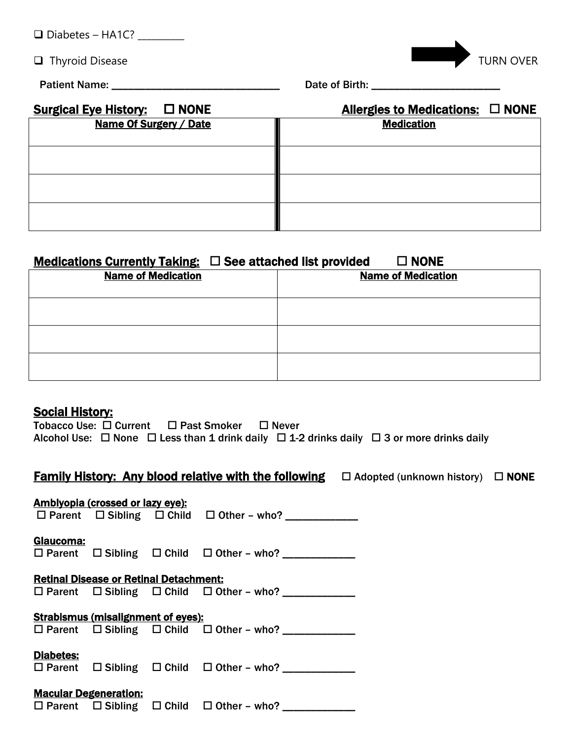☐ Diabetes – HA1C? ________

☐ Thyroid Disease

TURN OVER

**Patient Name:** ______________________________ **Date of Birth:** ______________________

**Surgical Eye History:** ☐ **NONE**

| Name Of Surgery / Date |
| --- |
| |
| |
| |

**Allergies to Medications:** ☐ **NONE**

| Medication |
| --- |
| |
| |
| |

**Medications Currently Taking:** ☐ **See attached list provided** ☐ **NONE**

| Name of Medication | Name of Medication |
| --- | --- |
| | |
| | |
| | |

**Social History:**

**Tobacco Use:** ☐ Current ☐ Past Smoker ☐ Never

**Alcohol Use:** ☐ None ☐ Less than 1 drink daily ☐ 1-2 drinks daily ☐ 3 or more drinks daily

**Family History: Any blood relative with the following** ☐ Adopted (unknown history) ☐ **NONE**

**Amblyopia (crossed or lazy eye):**
☐ Parent ☐ Sibling ☐ Child ☐ Other – who? ____________

**Glaucoma:**
☐ Parent ☐ Sibling ☐ Child ☐ Other – who? ____________

**Retinal Disease or Retinal Detachment:**
☐ Parent ☐ Sibling ☐ Child ☐ Other – who? ____________

**Strabismus (misalignment of eyes):**
☐ Parent ☐ Sibling ☐ Child ☐ Other – who? ____________

**Diabetes:**
☐ Parent ☐ Sibling ☐ Child ☐ Other – who? ____________

**Macular Degeneration:**
☐ Parent ☐ Sibling ☐ Child ☐ Other – who? ____________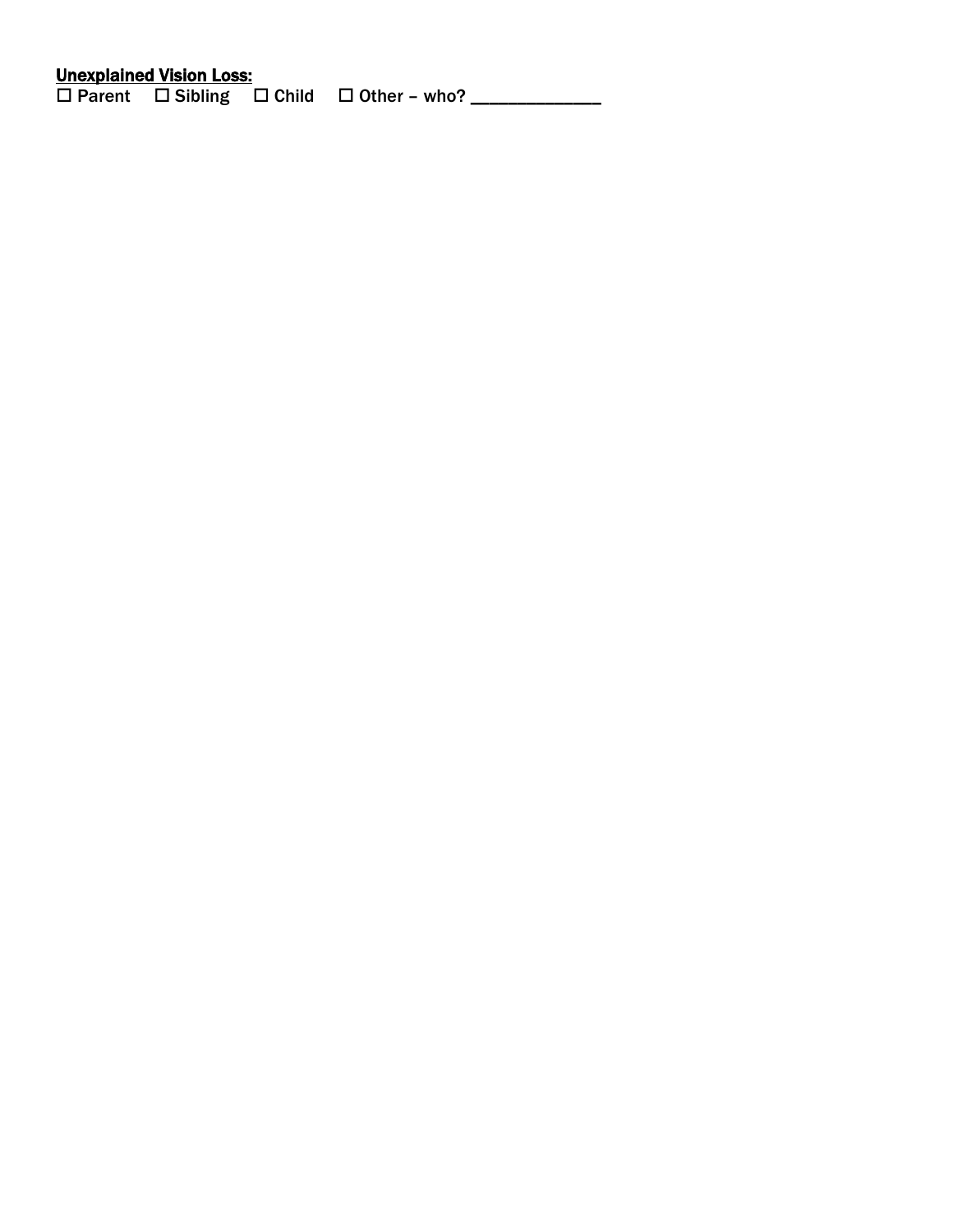**Unexplained Vision Loss:**

☐ Parent ☐ Sibling ☐ Child ☐ Other – who? _______________